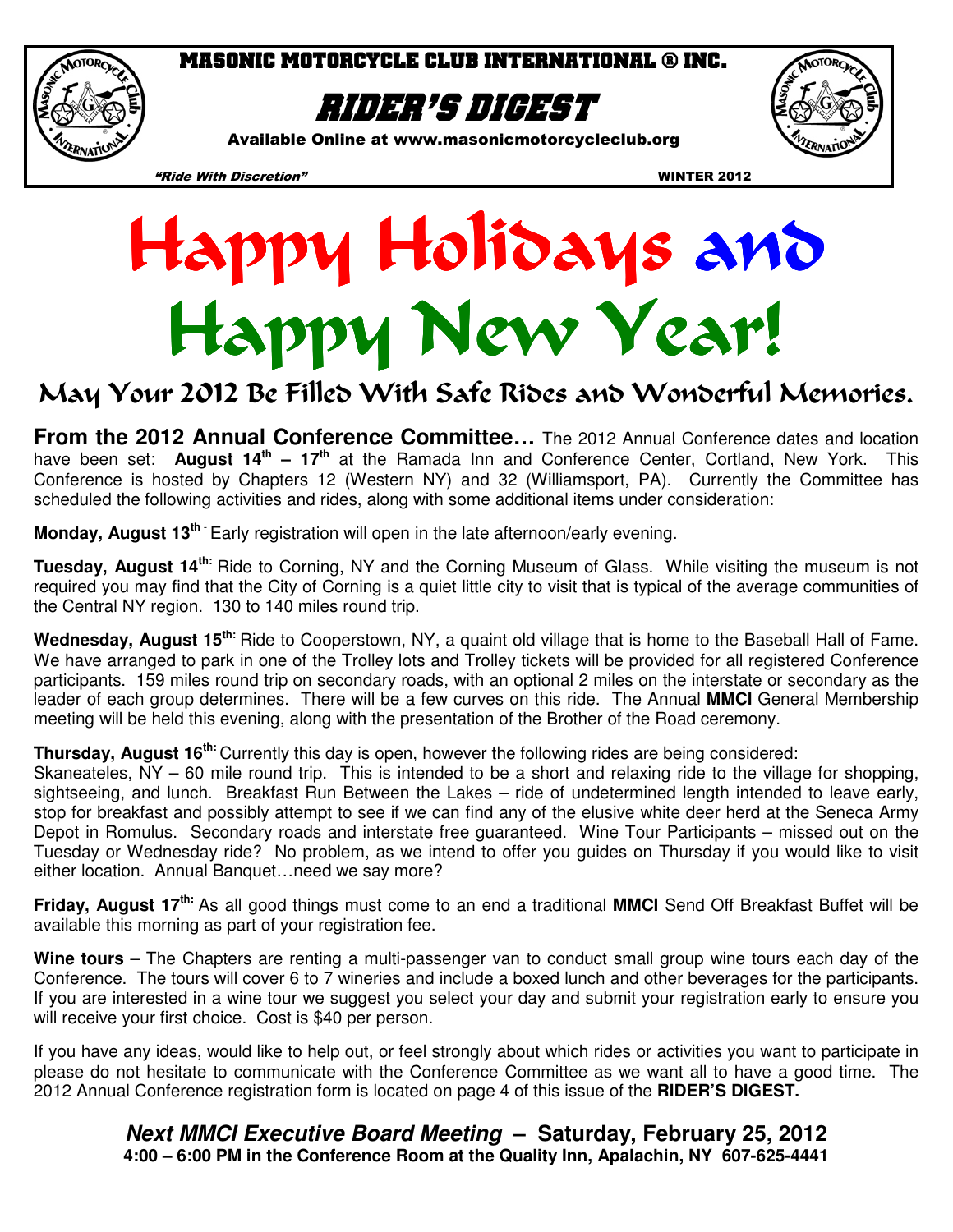# MASONIC MOTORCYCLE CLUB INTERNATIONAL ® INC.

# RIDER'S DIGEST

Available Online at www.masonicmotorcycleclub.org

*"Ride With Discretion"* WINTER 2012

# Happy Holidays and Happy New Year!

## May Your 2012 Be Filled With Safe Rides and Wonderful Memories.

**From the 2012 Annual Conference Committee…** The 2012 Annual Conference dates and location have been set: **August 14th – 17th** at the Ramada Inn and Conference Center, Cortland, New York. This Conference is hosted by Chapters 12 (Western NY) and 32 (Williamsport, PA). Currently the Committee has scheduled the following activities and rides, along with some additional items under consideration:

**Monday, August 13th -** Early registration will open in the late afternoon/early evening.

**Tuesday, August 14th:** Ride to Corning, NY and the Corning Museum of Glass. While visiting the museum is not required you may find that the City of Corning is a quiet little city to visit that is typical of the average communities of the Central NY region. 130 to 140 miles round trip.

**Wednesday, August 15th:** Ride to Cooperstown, NY, a quaint old village that is home to the Baseball Hall of Fame. We have arranged to park in one of the Trolley lots and Trolley tickets will be provided for all registered Conference participants. 159 miles round trip on secondary roads, with an optional 2 miles on the interstate or secondary as the leader of each group determines. There will be a few curves on this ride. The Annual **MMCI** General Membership meeting will be held this evening, along with the presentation of the Brother of the Road ceremony.

**Thursday, August 16th:** Currently this day is open, however the following rides are being considered:
Skaneateles, NY – 60 mile round trip. This is intended to be a short and relaxing ride to the village for shopping, sightseeing, and lunch. Breakfast Run Between the Lakes – ride of undetermined length intended to leave early, stop for breakfast and possibly attempt to see if we can find any of the elusive white deer herd at the Seneca Army Depot in Romulus. Secondary roads and interstate free guaranteed. Wine Tour Participants – missed out on the Tuesday or Wednesday ride? No problem, as we intend to offer you guides on Thursday if you would like to visit either location. Annual Banquet…need we say more?

**Friday, August 17th:** As all good things must come to an end a traditional **MMCI** Send Off Breakfast Buffet will be available this morning as part of your registration fee.

**Wine tours** – The Chapters are renting a multi-passenger van to conduct small group wine tours each day of the Conference. The tours will cover 6 to 7 wineries and include a boxed lunch and other beverages for the participants. If you are interested in a wine tour we suggest you select your day and submit your registration early to ensure you will receive your first choice. Cost is $40 per person.

If you have any ideas, would like to help out, or feel strongly about which rides or activities you want to participate in please do not hesitate to communicate with the Conference Committee as we want all to have a good time. The 2012 Annual Conference registration form is located on page 4 of this issue of the **RIDER'S DIGEST.**

***Next MMCI Executive Board Meeting* – Saturday, February 25, 2012**
**4:00 – 6:00 PM in the Conference Room at the Quality Inn, Apalachin, NY 607-625-4441**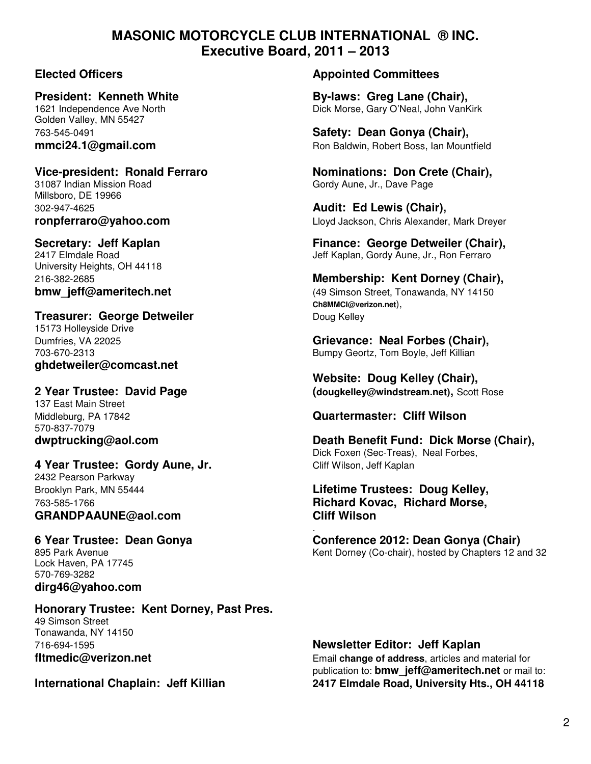# MASONIC MOTORCYCLE CLUB INTERNATIONAL ® INC.
## Executive Board, 2011 – 2013

### Elected Officers

**President: Kenneth White**
1621 Independence Ave North
Golden Valley, MN 55427
763-545-0491
**mmci24.1@gmail.com**

**Vice-president: Ronald Ferraro**
31087 Indian Mission Road
Millsboro, DE 19966
302-947-4625
**ronpferraro@yahoo.com**

**Secretary: Jeff Kaplan**
2417 Elmdale Road
University Heights, OH 44118
216-382-2685
**bmw_jeff@ameritech.net**

**Treasurer: George Detweiler**
15173 Hollyeside Drive
Dumfries, VA 22025
703-670-2313
**ghdetweiler@comcast.net**

**2 Year Trustee: David Page**
137 East Main Street
Middleburg, PA 17842
570-837-7079
**dwptrucking@aol.com**

**4 Year Trustee: Gordy Aune, Jr.**
2432 Pearson Parkway
Brooklyn Park, MN 55444
763-585-1766
**GRANDPAAUNE@aol.com**

**6 Year Trustee: Dean Gonya**
895 Park Avenue
Lock Haven, PA 17745
570-769-3282
**dirg46@yahoo.com**

**Honorary Trustee: Kent Dorney, Past Pres.**
49 Simson Street
Tonawanda, NY 14150
716-694-1595
**fltmedic@verizon.net**

**International Chaplain: Jeff Killian**

### Appointed Committees

**By-laws: Greg Lane (Chair),**
Dick Morse, Gary O'Neal, John VanKirk

**Safety: Dean Gonya (Chair),**
Ron Baldwin, Robert Boss, Ian Mountfield

**Nominations: Don Crete (Chair),**
Gordy Aune, Jr., Dave Page

**Audit: Ed Lewis (Chair),**
Lloyd Jackson, Chris Alexander, Mark Dreyer

**Finance: George Detweiler (Chair),**
Jeff Kaplan, Gordy Aune, Jr., Ron Ferraro

**Membership: Kent Dorney (Chair),**
(49 Simson Street, Tonawanda, NY 14150 **Ch8MMCI@verizon.net**),
Doug Kelley

**Grievance: Neal Forbes (Chair),**
Bumpy Geortz, Tom Boyle, Jeff Killian

**Website: Doug Kelley (Chair),**
**(dougkelley@windstream.net),** Scott Rose

**Quartermaster: Cliff Wilson**

**Death Benefit Fund: Dick Morse (Chair),**
Dick Foxen (Sec-Treas), Neal Forbes, Cliff Wilson, Jeff Kaplan

**Lifetime Trustees: Doug Kelley, Richard Kovac, Richard Morse, Cliff Wilson**

**Conference 2012: Dean Gonya (Chair)**
Kent Dorney (Co-chair), hosted by Chapters 12 and 32

**Newsletter Editor: Jeff Kaplan**
Email **change of address**, articles and material for publication to: **bmw_jeff@ameritech.net** or mail to: **2417 Elmdale Road, University Hts., OH 44118**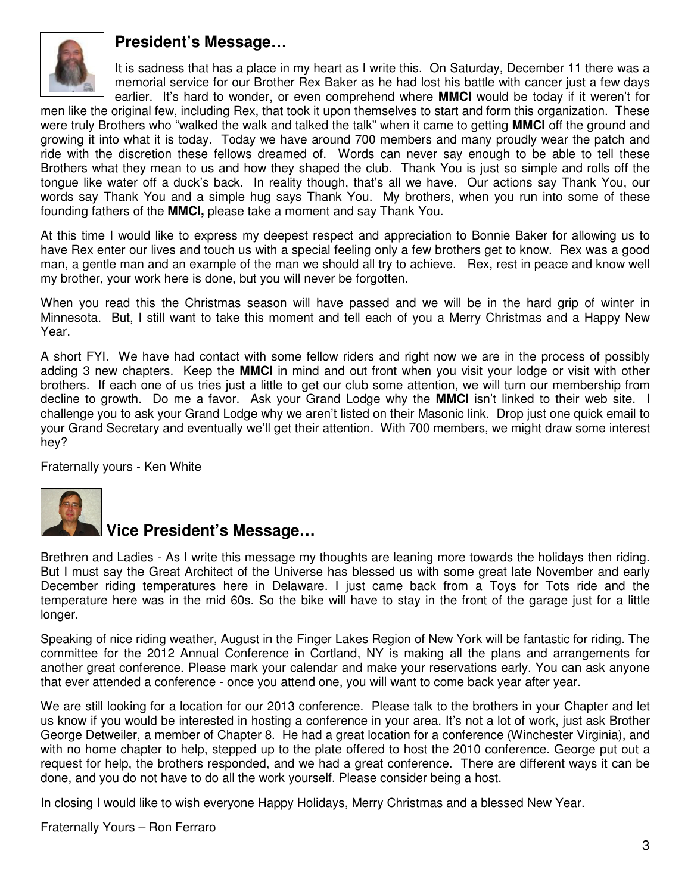## President's Message…

It is sadness that has a place in my heart as I write this. On Saturday, December 11 there was a memorial service for our Brother Rex Baker as he had lost his battle with cancer just a few days earlier. It's hard to wonder, or even comprehend where **MMCI** would be today if it weren't for men like the original few, including Rex, that took it upon themselves to start and form this organization. These were truly Brothers who "walked the walk and talked the talk" when it came to getting **MMCI** off the ground and growing it into what it is today. Today we have around 700 members and many proudly wear the patch and ride with the discretion these fellows dreamed of. Words can never say enough to be able to tell these Brothers what they mean to us and how they shaped the club. Thank You is just so simple and rolls off the tongue like water off a duck's back. In reality though, that's all we have. Our actions say Thank You, our words say Thank You and a simple hug says Thank You. My brothers, when you run into some of these founding fathers of the **MMCI,** please take a moment and say Thank You.

At this time I would like to express my deepest respect and appreciation to Bonnie Baker for allowing us to have Rex enter our lives and touch us with a special feeling only a few brothers get to know. Rex was a good man, a gentle man and an example of the man we should all try to achieve. Rex, rest in peace and know well my brother, your work here is done, but you will never be forgotten.

When you read this the Christmas season will have passed and we will be in the hard grip of winter in Minnesota. But, I still want to take this moment and tell each of you a Merry Christmas and a Happy New Year.

A short FYI. We have had contact with some fellow riders and right now we are in the process of possibly adding 3 new chapters. Keep the **MMCI** in mind and out front when you visit your lodge or visit with other brothers. If each one of us tries just a little to get our club some attention, we will turn our membership from decline to growth. Do me a favor. Ask your Grand Lodge why the **MMCI** isn't linked to their web site. I challenge you to ask your Grand Lodge why we aren't listed on their Masonic link. Drop just one quick email to your Grand Secretary and eventually we'll get their attention. With 700 members, we might draw some interest hey?

Fraternally yours - Ken White

## Vice President's Message…

Brethren and Ladies - As I write this message my thoughts are leaning more towards the holidays then riding. But I must say the Great Architect of the Universe has blessed us with some great late November and early December riding temperatures here in Delaware. I just came back from a Toys for Tots ride and the temperature here was in the mid 60s. So the bike will have to stay in the front of the garage just for a little longer.

Speaking of nice riding weather, August in the Finger Lakes Region of New York will be fantastic for riding. The committee for the 2012 Annual Conference in Cortland, NY is making all the plans and arrangements for another great conference. Please mark your calendar and make your reservations early. You can ask anyone that ever attended a conference - once you attend one, you will want to come back year after year.

We are still looking for a location for our 2013 conference. Please talk to the brothers in your Chapter and let us know if you would be interested in hosting a conference in your area. It's not a lot of work, just ask Brother George Detweiler, a member of Chapter 8. He had a great location for a conference (Winchester Virginia), and with no home chapter to help, stepped up to the plate offered to host the 2010 conference. George put out a request for help, the brothers responded, and we had a great conference. There are different ways it can be done, and you do not have to do all the work yourself. Please consider being a host.

In closing I would like to wish everyone Happy Holidays, Merry Christmas and a blessed New Year.

Fraternally Yours – Ron Ferraro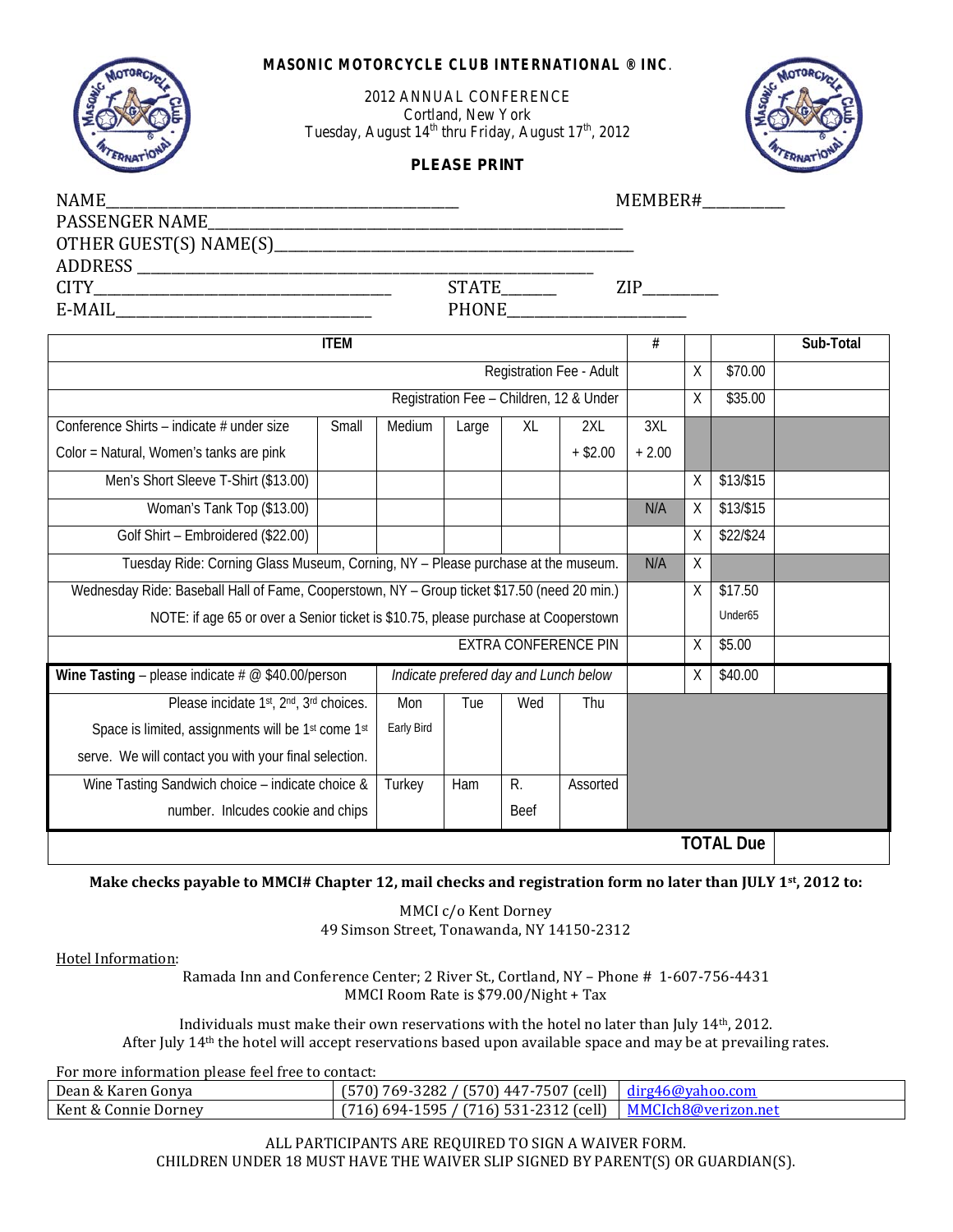**MASONIC MOTORCYCLE CLUB INTERNATIONAL ® INC.**

2012 ANNUAL CONFERENCE
Cortland, New York
Tuesday, August 14th thru Friday, August 17th, 2012

**PLEASE PRINT**

NAME_______________________________________________ MEMBER#___________
PASSENGER NAME_______________________________________________________
OTHER GUEST(S) NAME(S)_______________________________________________
ADDRESS _______________________________________________________
CITY_________________________________________ STATE_______ ZIP__________
E-MAIL___________________________________ PHONE________________________

| ITEM | | | | | | # | | | Sub-Total |
|---|---|---|---|---|---|---|---|---|---|
| Registration Fee - Adult | | | | | | | X | $70.00 | |
| Registration Fee – Children, 12 & Under | | | | | | | X | $35.00 | |
| Conference Shirts – indicate # under size<br>Color = Natural, Women's tanks are pink | Small | Medium | Large | XL | 2XL<br>+ $2.00 | 3XL<br>+ 2.00 | | | |
| Men's Short Sleeve T-Shirt ($13.00) | | | | | | | X | $13/$15 | |
| Woman's Tank Top ($13.00) | | | | | | N/A | X | $13/$15 | |
| Golf Shirt – Embroidered ($22.00) | | | | | | | X | $22/$24 | |
| Tuesday Ride: Corning Glass Museum, Corning, NY – Please purchase at the museum. | | | | | | N/A | X | | |
| Wednesday Ride: Baseball Hall of Fame, Cooperstown, NY – Group ticket $17.50 (need 20 min.)<br>NOTE: if age 65 or over a Senior ticket is $10.75, please purchase at Cooperstown | | | | | | | X | $17.50<br>Under65 | |
| EXTRA CONFERENCE PIN | | | | | | | X | $5.00 | |
| **Wine Tasting** – please indicate # @ $40.00/person | *Indicate prefered day and Lunch below* | | | | | | X | $40.00 | |
| Please incidate 1st, 2nd, 3rd choices.<br>Space is limited, assignments will be 1st come 1st serve. We will contact you with your final selection. | Mon<br>Early Bird | Tue | Wed | Thu | | | | | |
| Wine Tasting Sandwich choice – indicate choice & number. Inlcudes cookie and chips | Turkey | Ham | R. Beef | Assorted | | | | | |
| | | | | | | | | **TOTAL Due** | |

**Make checks payable to MMCI# Chapter 12, mail checks and registration form no later than JULY 1st, 2012 to:**

MMCI c/o Kent Dorney
49 Simson Street, Tonawanda, NY 14150-2312

Hotel Information:

Ramada Inn and Conference Center; 2 River St., Cortland, NY – Phone # 1-607-756-4431
MMCI Room Rate is $79.00/Night + Tax

Individuals must make their own reservations with the hotel no later than July 14th, 2012.
After July 14th the hotel will accept reservations based upon available space and may be at prevailing rates.

For more information please feel free to contact:

| | | |
|---|---|---|
| Dean & Karen Gonya | (570) 769-3282 / (570) 447-7507 (cell) | dirg46@yahoo.com |
| Kent & Connie Dorney | (716) 694-1595 / (716) 531-2312 (cell) | MMCIch8@verizon.net |

ALL PARTICIPANTS ARE REQUIRED TO SIGN A WAIVER FORM.
CHILDREN UNDER 18 MUST HAVE THE WAIVER SLIP SIGNED BY PARENT(S) OR GUARDIAN(S).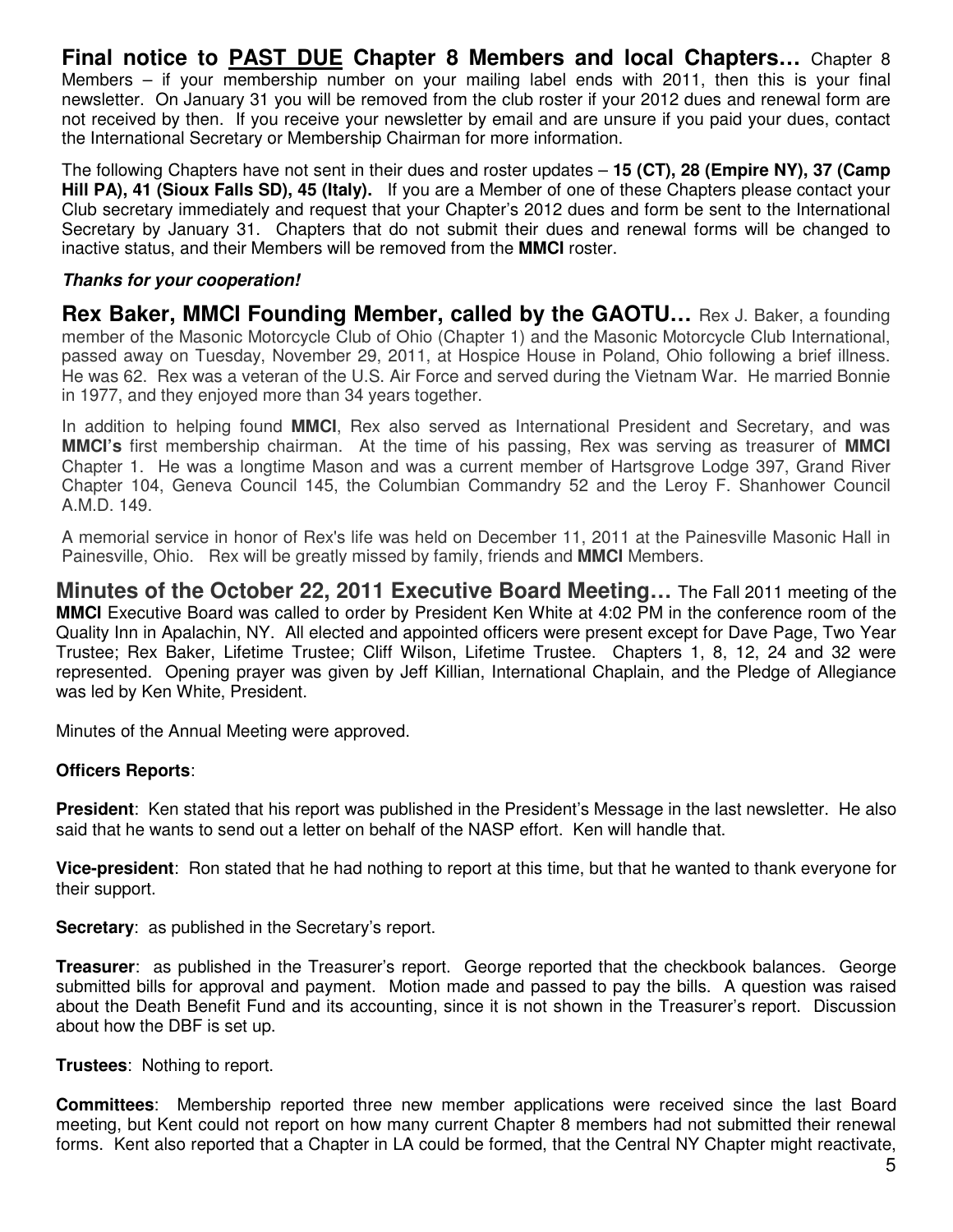**Final notice to PAST DUE Chapter 8 Members and local Chapters…** Chapter 8 Members – if your membership number on your mailing label ends with 2011, then this is your final newsletter. On January 31 you will be removed from the club roster if your 2012 dues and renewal form are not received by then. If you receive your newsletter by email and are unsure if you paid your dues, contact the International Secretary or Membership Chairman for more information.

The following Chapters have not sent in their dues and roster updates – **15 (CT), 28 (Empire NY), 37 (Camp Hill PA), 41 (Sioux Falls SD), 45 (Italy).** If you are a Member of one of these Chapters please contact your Club secretary immediately and request that your Chapter's 2012 dues and form be sent to the International Secretary by January 31. Chapters that do not submit their dues and renewal forms will be changed to inactive status, and their Members will be removed from the **MMCI** roster.

***Thanks for your cooperation!***

**Rex Baker, MMCI Founding Member, called by the GAOTU…** Rex J. Baker, a founding member of the Masonic Motorcycle Club of Ohio (Chapter 1) and the Masonic Motorcycle Club International, passed away on Tuesday, November 29, 2011, at Hospice House in Poland, Ohio following a brief illness. He was 62. Rex was a veteran of the U.S. Air Force and served during the Vietnam War. He married Bonnie in 1977, and they enjoyed more than 34 years together.

In addition to helping found **MMCI**, Rex also served as International President and Secretary, and was **MMCI's** first membership chairman. At the time of his passing, Rex was serving as treasurer of **MMCI** Chapter 1. He was a longtime Mason and was a current member of Hartsgrove Lodge 397, Grand River Chapter 104, Geneva Council 145, the Columbian Commandry 52 and the Leroy F. Shanhower Council A.M.D. 149.

A memorial service in honor of Rex's life was held on December 11, 2011 at the Painesville Masonic Hall in Painesville, Ohio. Rex will be greatly missed by family, friends and **MMCI** Members.

**Minutes of the October 22, 2011 Executive Board Meeting…** The Fall 2011 meeting of the **MMCI** Executive Board was called to order by President Ken White at 4:02 PM in the conference room of the Quality Inn in Apalachin, NY. All elected and appointed officers were present except for Dave Page, Two Year Trustee; Rex Baker, Lifetime Trustee; Cliff Wilson, Lifetime Trustee. Chapters 1, 8, 12, 24 and 32 were represented. Opening prayer was given by Jeff Killian, International Chaplain, and the Pledge of Allegiance was led by Ken White, President.

Minutes of the Annual Meeting were approved.

**Officers Reports**:

**President**: Ken stated that his report was published in the President's Message in the last newsletter. He also said that he wants to send out a letter on behalf of the NASP effort. Ken will handle that.

**Vice-president**: Ron stated that he had nothing to report at this time, but that he wanted to thank everyone for their support.

**Secretary**: as published in the Secretary's report.

**Treasurer**: as published in the Treasurer's report. George reported that the checkbook balances. George submitted bills for approval and payment. Motion made and passed to pay the bills. A question was raised about the Death Benefit Fund and its accounting, since it is not shown in the Treasurer's report. Discussion about how the DBF is set up.

**Trustees**: Nothing to report.

**Committees**: Membership reported three new member applications were received since the last Board meeting, but Kent could not report on how many current Chapter 8 members had not submitted their renewal forms. Kent also reported that a Chapter in LA could be formed, that the Central NY Chapter might reactivate,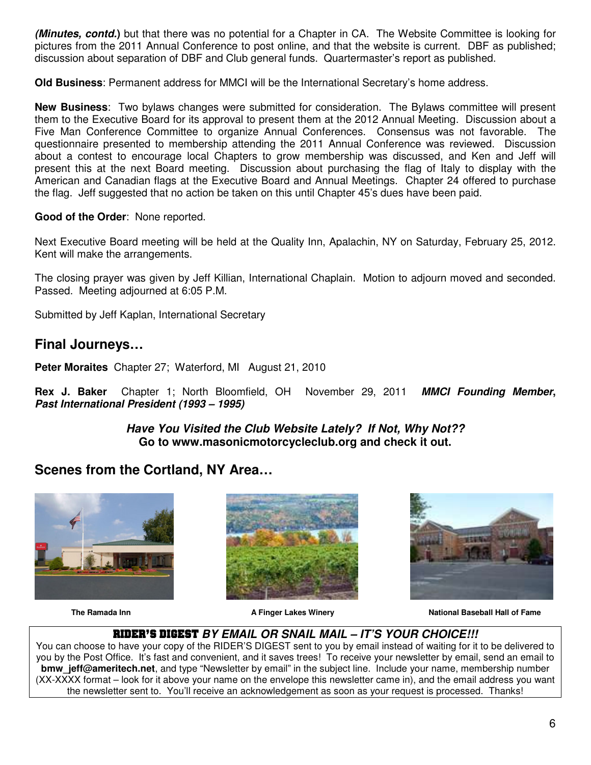***(Minutes, contd.)*** but that there was no potential for a Chapter in CA. The Website Committee is looking for pictures from the 2011 Annual Conference to post online, and that the website is current. DBF as published; discussion about separation of DBF and Club general funds. Quartermaster's report as published.

**Old Business**: Permanent address for MMCI will be the International Secretary's home address.

**New Business**: Two bylaws changes were submitted for consideration. The Bylaws committee will present them to the Executive Board for its approval to present them at the 2012 Annual Meeting. Discussion about a Five Man Conference Committee to organize Annual Conferences. Consensus was not favorable. The questionnaire presented to membership attending the 2011 Annual Conference was reviewed. Discussion about a contest to encourage local Chapters to grow membership was discussed, and Ken and Jeff will present this at the next Board meeting. Discussion about purchasing the flag of Italy to display with the American and Canadian flags at the Executive Board and Annual Meetings. Chapter 24 offered to purchase the flag. Jeff suggested that no action be taken on this until Chapter 45's dues have been paid.

**Good of the Order**: None reported.

Next Executive Board meeting will be held at the Quality Inn, Apalachin, NY on Saturday, February 25, 2012. Kent will make the arrangements.

The closing prayer was given by Jeff Killian, International Chaplain. Motion to adjourn moved and seconded. Passed. Meeting adjourned at 6:05 P.M.

Submitted by Jeff Kaplan, International Secretary

## Final Journeys…

**Peter Moraites** Chapter 27; Waterford, MI August 21, 2010

**Rex J. Baker** Chapter 1; North Bloomfield, OH November 29, 2011 ***MMCI Founding Member, Past International President (1993 – 1995)***

***Have You Visited the Club Website Lately? If Not, Why Not??***
**Go to www.masonicmotorcycleclub.org and check it out.**

## Scenes from the Cortland, NY Area…

**The Ramada Inn**

**A Finger Lakes Winery**

**National Baseball Hall of Fame**

**RIDER'S DIGEST** ***BY EMAIL OR SNAIL MAIL – IT'S YOUR CHOICE!!!***

You can choose to have your copy of the RIDER'S DIGEST sent to you by email instead of waiting for it to be delivered to you by the Post Office. It's fast and convenient, and it saves trees! To receive your newsletter by email, send an email to **bmw_jeff@ameritech.net**, and type "Newsletter by email" in the subject line. Include your name, membership number (XX-XXXX format – look for it above your name on the envelope this newsletter came in), and the email address you want the newsletter sent to. You'll receive an acknowledgement as soon as your request is processed. Thanks!